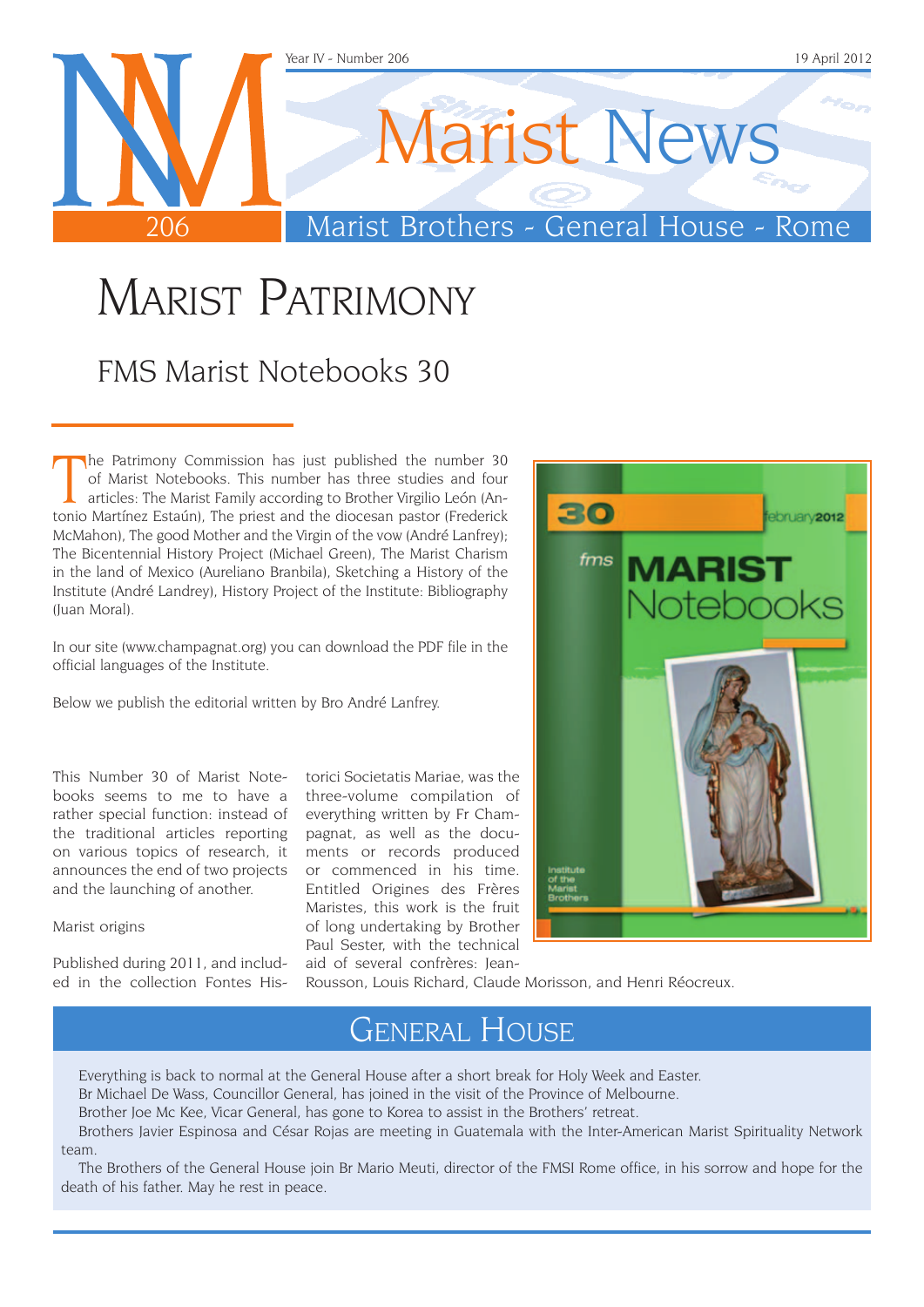# Marist Patrimony

## FMS Marist Notebooks 30

The Patrimony Commission has just published the number 30 of Marist Notebooks. This number has three studies and four articles: The Marist Family according to Brother Virgilio León (Antonio Martínez Estaún), The priest and the diocesan pastor (Frederick McMahon), The good Mother and the Virgin of the vow (André Lanfrey); The Bicentennial History Project (Michael Green), The Marist Charism in the land of Mexico (Aureliano Branbila), Sketching a History of the Institute (André Landrey), History Project of the Institute: Bibliography (Juan Moral).

In our site (www.champagnat.org) you can download the PDF file in the official languages of the Institute.

Below we publish the editorial written by Bro André Lanfrey.

This Number 30 of Marist Notebooks seems to me to have a rather special function: instead of the traditional articles reporting on various topics of research, it announces the end of two projects and the launching of another.

Marist origins

Published during 2011, and included in the collection Fontes Historici Societatis Mariae, was the three-volume compilation of everything written by Fr Champagnat, as well as the documents or records produced or commenced in his time. Entitled Origines des Frères Maristes, this work is the fruit of long undertaking by Brother Paul Sester, with the technical aid of several confrères: Jean-Rousson, Louis Richard, Claude Morisson, and Henri Réocreux.

# General House

Everything is back to normal at the General House after a short break for Holy Week and Easter.

Br Michael De Wass, Councillor General, has joined in the visit of the Province of Melbourne.

Brother Joe Mc Kee, Vicar General, has gone to Korea to assist in the Brothers' retreat.

Brothers Javier Espinosa and César Rojas are meeting in Guatemala with the Inter-American Marist Spirituality Network team.

The Brothers of the General House join Br Mario Meuti, director of the FMSI Rome office, in his sorrow and hope for the death of his father. May he rest in peace.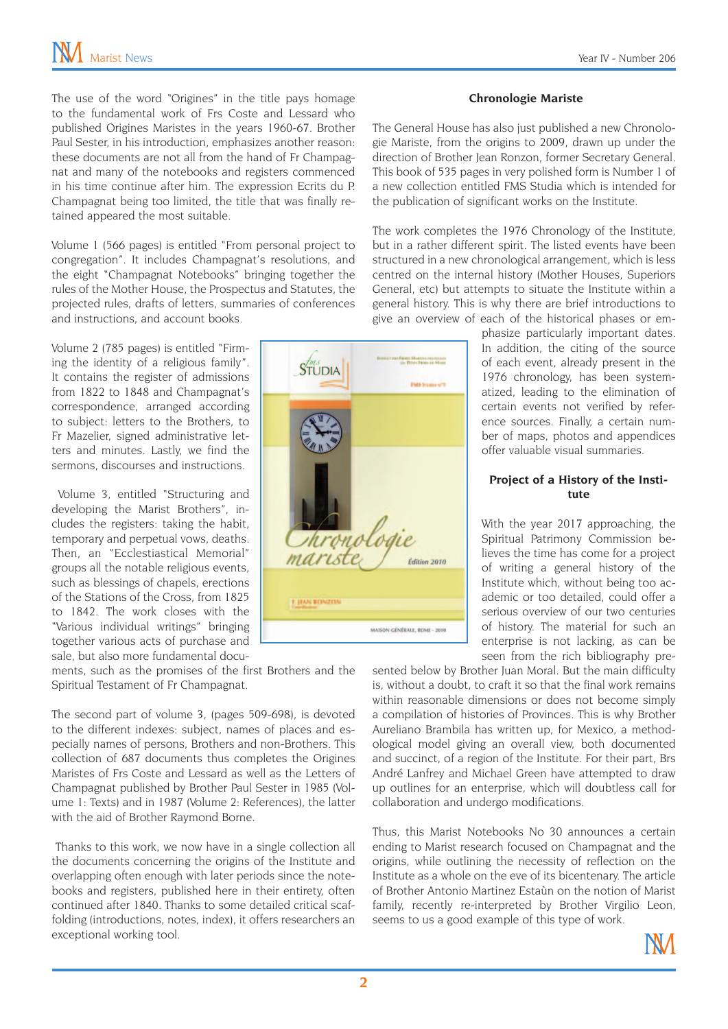The use of the word "Origines" in the title pays homage to the fundamental work of Frs Coste and Lessard who published Origines Maristes in the years 1960-67. Brother Paul Sester, in his introduction, emphasizes another reason: these documents are not all from the hand of Fr Champagnat and many of the notebooks and registers commenced in his time continue after him. The expression Ecrits du P. Champagnat being too limited, the title that was finally retained appeared the most suitable.

Volume 1 (566 pages) is entitled "From personal project to congregation". It includes Champagnat's resolutions, and the eight "Champagnat Notebooks" bringing together the rules of the Mother House, the Prospectus and Statutes, the projected rules, drafts of letters, summaries of conferences and instructions, and account books.

Volume 2 (785 pages) is entitled "Firming the identity of a religious family". It contains the register of admissions from 1822 to 1848 and Champagnat's correspondence, arranged according to subject: letters to the Brothers, to Fr Mazelier, signed administrative letters and minutes. Lastly, we find the sermons, discourses and instructions.

Volume 3, entitled "Structuring and developing the Marist Brothers", includes the registers: taking the habit, temporary and perpetual vows, deaths. Then, an "Ecclestiastical Memorial" groups all the notable religious events, such as blessings of chapels, erections of the Stations of the Cross, from 1825 to 1842. The work closes with the "Various individual writings" bringing together various acts of purchase and sale, but also more fundamental documents, such as the promises of the first Brothers and the Spiritual Testament of Fr Champagnat.

The second part of volume 3, (pages 509-698), is devoted to the different indexes: subject, names of places and especially names of persons, Brothers and non-Brothers. This collection of 687 documents thus completes the Origines Maristes of Frs Coste and Lessard as well as the Letters of Champagnat published by Brother Paul Sester in 1985 (Volume 1: Texts) and in 1987 (Volume 2: References), the latter with the aid of Brother Raymond Borne.

Thanks to this work, we now have in a single collection all the documents concerning the origins of the Institute and overlapping often enough with later periods since the notebooks and registers, published here in their entirety, often continued after 1840. Thanks to some detailed critical scaffolding (introductions, notes, index), it offers researchers an exceptional working tool.

### Chronologie Mariste

The General House has also just published a new Chronologie Mariste, from the origins to 2009, drawn up under the direction of Brother Jean Ronzon, former Secretary General. This book of 535 pages in very polished form is Number 1 of a new collection entitled FMS Studia which is intended for the publication of significant works on the Institute.

The work completes the 1976 Chronology of the Institute, but in a rather different spirit. The listed events have been structured in a new chronological arrangement, which is less centred on the internal history (Mother Houses, Superiors General, etc) but attempts to situate the Institute within a general history. This is why there are brief introductions to give an overview of each of the historical phases or emphasize particularly important dates. In addition, the citing of the source of each event, already present in the 1976 chronology, has been systematized, leading to the elimination of certain events not verified by reference sources. Finally, a certain number of maps, photos and appendices offer valuable visual summaries.

### Project of a History of the Institute

With the year 2017 approaching, the Spiritual Patrimony Commission believes the time has come for a project of writing a general history of the Institute which, without being too academic or too detailed, could offer a serious overview of our two centuries of history. The material for such an enterprise is not lacking, as can be seen from the rich bibliography presented below by Brother Juan Moral. But the main difficulty is, without a doubt, to craft it so that the final work remains within reasonable dimensions or does not become simply a compilation of histories of Provinces. This is why Brother Aureliano Brambila has written up, for Mexico, a methodological model giving an overall view, both documented and succinct, of a region of the Institute. For their part, Brs André Lanfrey and Michael Green have attempted to draw up outlines for an enterprise, which will doubtless call for collaboration and undergo modifications.

Thus, this Marist Notebooks No 30 announces a certain ending to Marist research focused on Champagnat and the origins, while outlining the necessity of reflection on the Institute as a whole on the eve of its bicentenary. The article of Brother Antonio Martinez Estaùn on the notion of Marist family, recently re-interpreted by Brother Virgilio Leon, seems to us a good example of this type of work.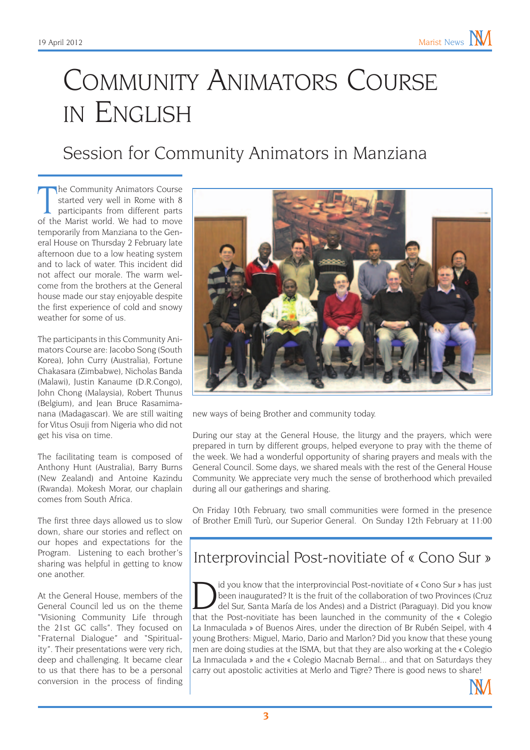# Community Animators Course in English

## Session for Community Animators in Manziana

The Community Animators Course started very well in Rome with 8 participants from different parts of the Marist world. We had to move temporarily from Manziana to the General House on Thursday 2 February late afternoon due to a low heating system and to lack of water. This incident did not affect our morale. The warm welcome from the brothers at the General house made our stay enjoyable despite the first experience of cold and snowy weather for some of us.

The participants in this Community Animators Course are: Jacobo Song (South Korea), John Curry (Australia), Fortune Chakasara (Zimbabwe), Nicholas Banda (Malawi), Justin Kanaume (D.R.Congo), John Chong (Malaysia), Robert Thunus (Belgium), and Jean Bruce Rasamimanana (Madagascar). We are still waiting for Vitus Osuji from Nigeria who did not get his visa on time.

The facilitating team is composed of Anthony Hunt (Australia), Barry Burns (New Zealand) and Antoine Kazindu (Rwanda). Mokesh Morar, our chaplain comes from South Africa.

The first three days allowed us to slow down, share our stories and reflect on our hopes and expectations for the Program. Listening to each brother's sharing was helpful in getting to know one another.

At the General House, members of the General Council led us on the theme "Visioning Community Life through the 21st GC calls". They focused on "Fraternal Dialogue" and "Spirituality". Their presentations were very rich, deep and challenging. It became clear to us that there has to be a personal conversion in the process of finding new ways of being Brother and community today.

During our stay at the General House, the liturgy and the prayers, which were prepared in turn by different groups, helped everyone to pray with the theme of the week. We had a wonderful opportunity of sharing prayers and meals with the General Council. Some days, we shared meals with the rest of the General House Community. We appreciate very much the sense of brotherhood which prevailed during all our gatherings and sharing.

On Friday 10th February, two small communities were formed in the presence of Brother Emilì Turù, our Superior General. On Sunday 12th February at 11:00

## Interprovincial Post-novitiate of « Cono Sur »

Did you know that the interprovincial Post-novitiate of « Cono Sur » has just been inaugurated? It is the fruit of the collaboration of two Provinces (Cruz del Sur, Santa María de los Andes) and a District (Paraguay). Did you know that the Post-novitiate has been launched in the community of the « Colegio La Inmaculada » of Buenos Aires, under the direction of Br Rubén Seipel, with 4 young Brothers: Miguel, Mario, Dario and Marlon? Did you know that these young men are doing studies at the ISMA, but that they are also working at the « Colegio La Inmaculada » and the « Colegio Macnab Bernal... and that on Saturdays they carry out apostolic activities at Merlo and Tigre? There is good news to share!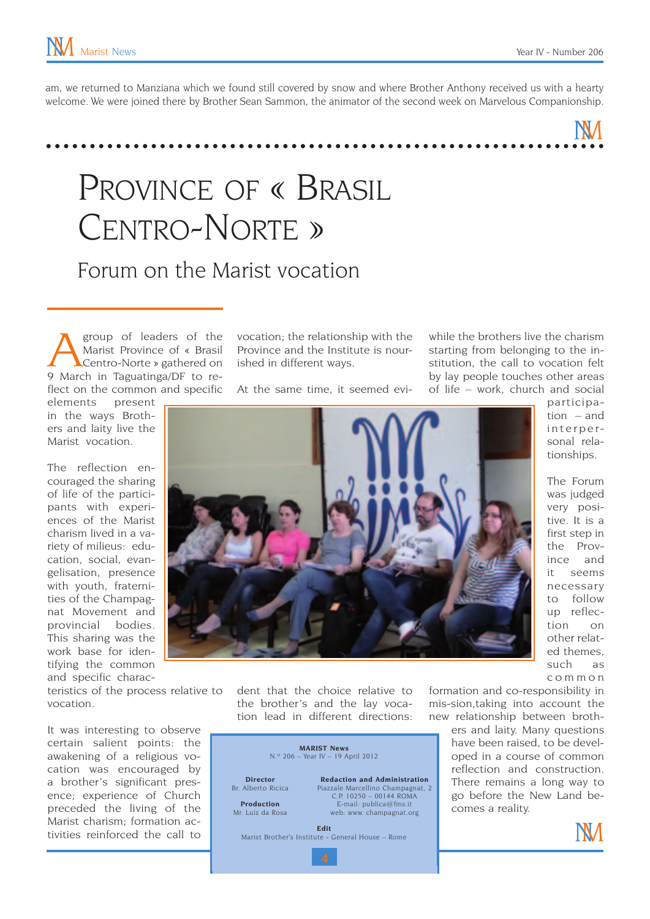am, we returned to Manziana which we found still covered by snow and where Brother Anthony received us with a hearty welcome. We were joined there by Brother Sean Sammon, the animator of the second week on Marvelous Companionship.

# Province of « Brasil Centro-Norte »

## Forum on the Marist vocation

A group of leaders of the Marist Province of « Brasil Centro-Norte » gathered on 9 March in Taguatinga/DF to reflect on the common and specific elements present in the ways Brothers and laity live the Marist vocation.

The reflection encouraged the sharing of life of the participants with experiences of the Marist charism lived in a variety of milieus: education, social, evangelisation, presence with youth, fraternities of the Champagnat Movement and provincial bodies. This sharing was the work base for identifying the common and specific characteristics of the process relative to vocation.

It was interesting to observe certain salient points: the awakening of a religious vocation was encouraged by a brother's significant presence; experience of Church preceded the living of the Marist charism; formation activities reinforced the call to vocation; the relationship with the Province and the Institute is nourished in different ways.

At the same time, it seemed evident that the choice relative to the brother's and the lay vocation lead in different directions: while the brothers live the charism starting from belonging to the institution, the call to vocation felt by lay people touches other areas of life – work, church and social participation – and interpersonal relationships.

The Forum was judged very positive. It is a first step in the Province and it seems necessary to follow up reflection on other related themes, such as common formation and co-responsibility in mis-sion,taking into account the new relationship between brothers and laity. Many questions have been raised, to be developed in a course of common reflection and construction. There remains a long way to go before the New Land becomes a reality.

**MARIST News**
N.º 206 – Year IV – 19 April 2012

**Director**
Br. Alberto Ricica

**Production**
Mr. Luiz da Rosa

**Redaction and Administration**
Piazzale Marcellino Champagnat, 2
C.P. 10250 – 00144 ROMA
E-mail: publica@fms.it
web: www. champagnat.org

**Edit**
Marist Brother's Institute - General House – Rome